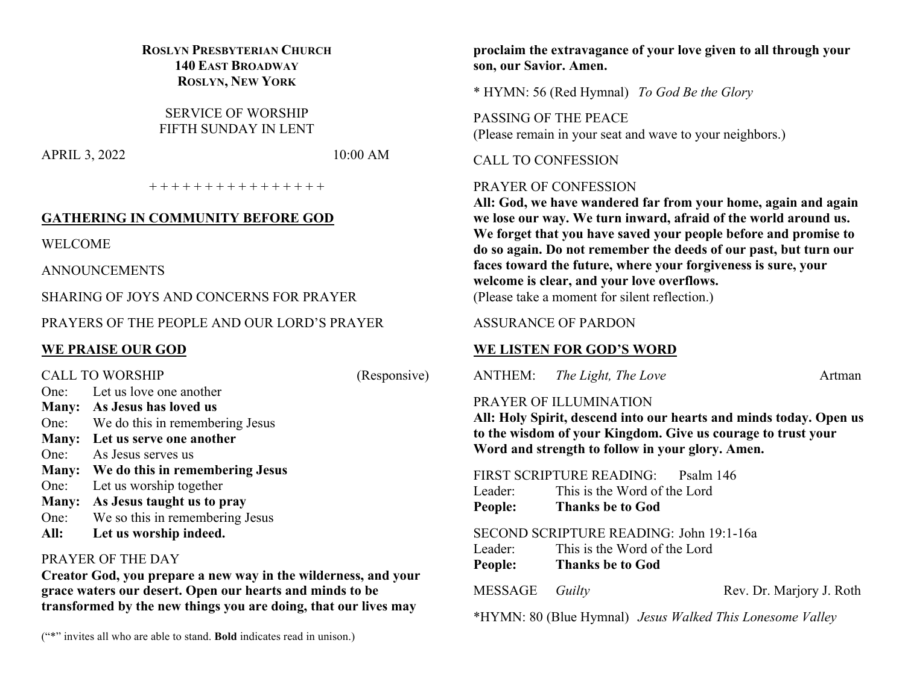**ROSLYN PRESBYTERIAN CHURCH**
**140 EAST BROADWAY**
**ROSLYN, NEW YORK**

SERVICE OF WORSHIP
FIFTH SUNDAY IN LENT

APRIL 3, 2022 10:00 AM

+ + + + + + + + + + + + + + + +

## GATHERING IN COMMUNITY BEFORE GOD

WELCOME

ANNOUNCEMENTS

SHARING OF JOYS AND CONCERNS FOR PRAYER

PRAYERS OF THE PEOPLE AND OUR LORD'S PRAYER

## WE PRAISE OUR GOD

CALL TO WORSHIP (Responsive)

One: Let us love one another
**Many: As Jesus has loved us**
One: We do this in remembering Jesus
**Many: Let us serve one another**
One: As Jesus serves us
**Many: We do this in remembering Jesus**
One: Let us worship together
**Many: As Jesus taught us to pray**
One: We so this in remembering Jesus
**All: Let us worship indeed.**

PRAYER OF THE DAY
**Creator God, you prepare a new way in the wilderness, and your grace waters our desert. Open our hearts and minds to be transformed by the new things you are doing, that our lives may proclaim the extravagance of your love given to all through your son, our Savior. Amen.**

\* HYMN: 56 (Red Hymnal) *To God Be the Glory*

PASSING OF THE PEACE
(Please remain in your seat and wave to your neighbors.)

CALL TO CONFESSION

PRAYER OF CONFESSION
**All: God, we have wandered far from your home, again and again we lose our way. We turn inward, afraid of the world around us. We forget that you have saved your people before and promise to do so again. Do not remember the deeds of our past, but turn our faces toward the future, where your forgiveness is sure, your welcome is clear, and your love overflows.**
(Please take a moment for silent reflection.)

ASSURANCE OF PARDON

## WE LISTEN FOR GOD'S WORD

ANTHEM: *The Light, The Love* Artman

PRAYER OF ILLUMINATION
**All: Holy Spirit, descend into our hearts and minds today. Open us to the wisdom of your Kingdom. Give us courage to trust your Word and strength to follow in your glory. Amen.**

FIRST SCRIPTURE READING: Psalm 146
Leader: This is the Word of the Lord
**People: Thanks be to God**

SECOND SCRIPTURE READING: John 19:1-16a
Leader: This is the Word of the Lord
**People: Thanks be to God**

MESSAGE *Guilty* Rev. Dr. Marjory J. Roth

\*HYMN: 80 (Blue Hymnal) *Jesus Walked This Lonesome Valley*

("*" invites all who are able to stand. **Bold** indicates read in unison.)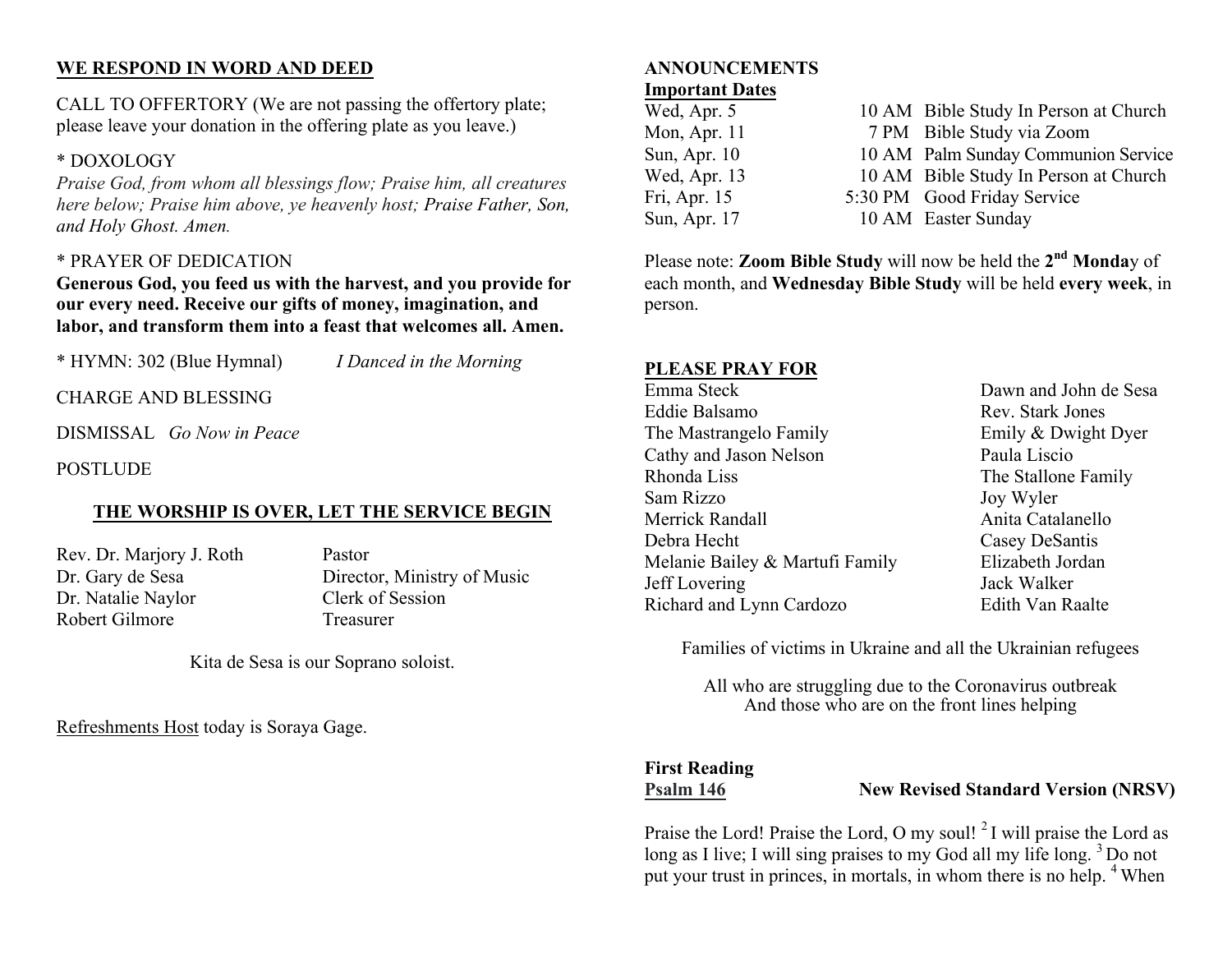## WE RESPOND IN WORD AND DEED

CALL TO OFFERTORY (We are not passing the offertory plate; please leave your donation in the offering plate as you leave.)

\* DOXOLOGY

*Praise God, from whom all blessings flow; Praise him, all creatures here below; Praise him above, ye heavenly host; Praise Father, Son, and Holy Ghost. Amen.*

\* PRAYER OF DEDICATION

**Generous God, you feed us with the harvest, and you provide for our every need. Receive our gifts of money, imagination, and labor, and transform them into a feast that welcomes all. Amen.**

\* HYMN: 302 (Blue Hymnal) *I Danced in the Morning*

CHARGE AND BLESSING

DISMISSAL *Go Now in Peace*

POSTLUDE

## THE WORSHIP IS OVER, LET THE SERVICE BEGIN

| | |
|---|---|
| Rev. Dr. Marjory J. Roth | Pastor |
| Dr. Gary de Sesa | Director, Ministry of Music |
| Dr. Natalie Naylor | Clerk of Session |
| Robert Gilmore | Treasurer |

Kita de Sesa is our Soprano soloist.

Refreshments Host today is Soraya Gage.

## ANNOUNCEMENTS

### Important Dates

| | | |
|---|---|---|
| Wed, Apr. 5 | 10 AM | Bible Study In Person at Church |
| Mon, Apr. 11 | 7 PM | Bible Study via Zoom |
| Sun, Apr. 10 | 10 AM | Palm Sunday Communion Service |
| Wed, Apr. 13 | 10 AM | Bible Study In Person at Church |
| Fri, Apr. 15 | 5:30 PM | Good Friday Service |
| Sun, Apr. 17 | 10 AM | Easter Sunday |

Please note: **Zoom Bible Study** will now be held the **2nd Monda**y of each month, and **Wednesday Bible Study** will be held **every week**, in person.

## PLEASE PRAY FOR

| | |
|---|---|
| Emma Steck | Dawn and John de Sesa |
| Eddie Balsamo | Rev. Stark Jones |
| The Mastrangelo Family | Emily & Dwight Dyer |
| Cathy and Jason Nelson | Paula Liscio |
| Rhonda Liss | The Stallone Family |
| Sam Rizzo | Joy Wyler |
| Merrick Randall | Anita Catalanello |
| Debra Hecht | Casey DeSantis |
| Melanie Bailey & Martufi Family | Elizabeth Jordan |
| Jeff Lovering | Jack Walker |
| Richard and Lynn Cardozo | Edith Van Raalte |

Families of victims in Ukraine and all the Ukrainian refugees

All who are struggling due to the Coronavirus outbreak
And those who are on the front lines helping

**First Reading**

**Psalm 146** **New Revised Standard Version (NRSV)**

Praise the Lord! Praise the Lord, O my soul! [2] I will praise the Lord as long as I live; I will sing praises to my God all my life long. [3] Do not put your trust in princes, in mortals, in whom there is no help. [4] When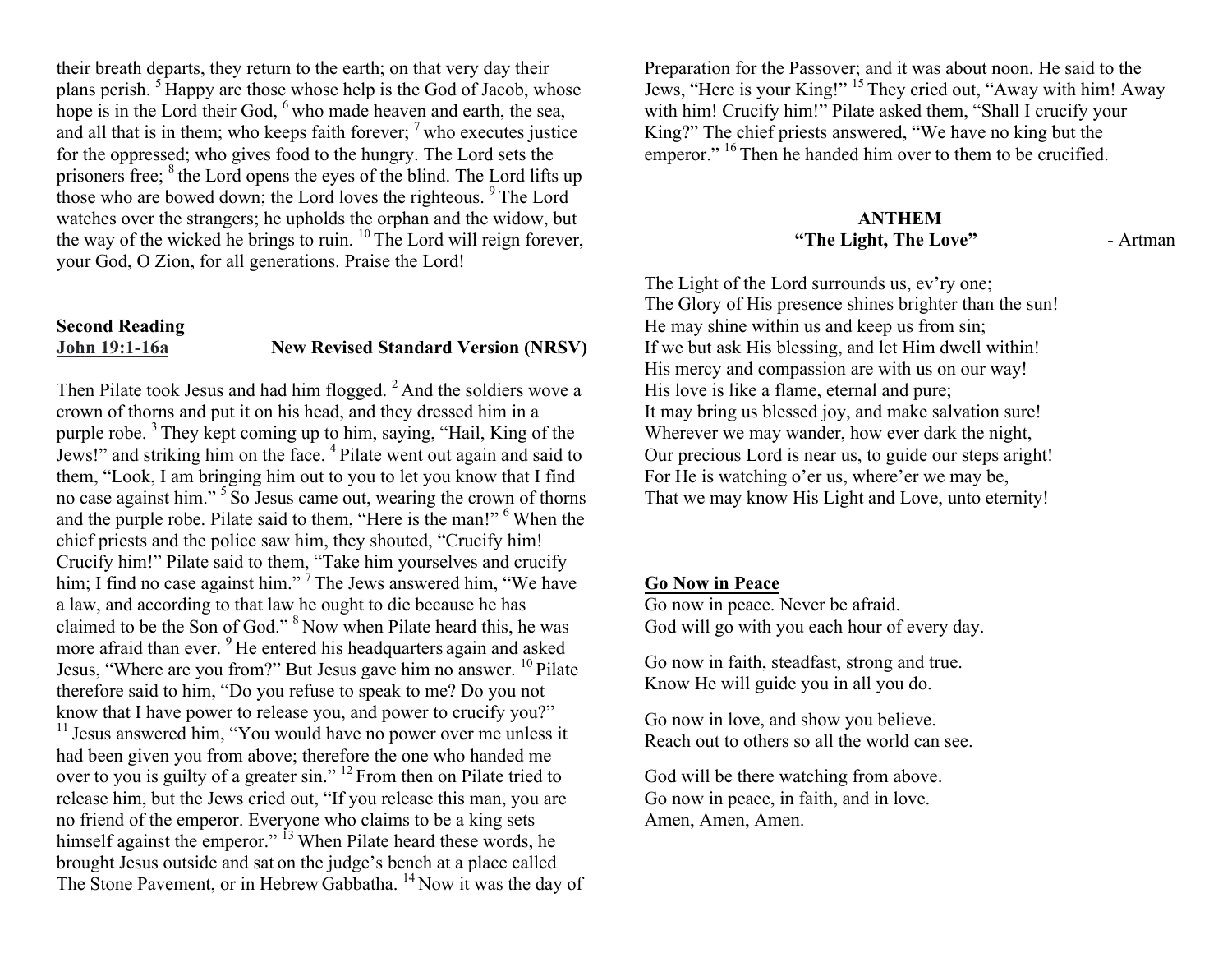their breath departs, they return to the earth; on that very day their plans perish. [5] Happy are those whose help is the God of Jacob, whose hope is in the Lord their God, [6] who made heaven and earth, the sea, and all that is in them; who keeps faith forever; [7] who executes justice for the oppressed; who gives food to the hungry. The Lord sets the prisoners free; [8] the Lord opens the eyes of the blind. The Lord lifts up those who are bowed down; the Lord loves the righteous. [9] The Lord watches over the strangers; he upholds the orphan and the widow, but the way of the wicked he brings to ruin. [10] The Lord will reign forever, your God, O Zion, for all generations. Praise the Lord!

**Second Reading**
**John 19:1-16a** **New Revised Standard Version (NRSV)**

Then Pilate took Jesus and had him flogged. [2] And the soldiers wove a crown of thorns and put it on his head, and they dressed him in a purple robe. [3] They kept coming up to him, saying, "Hail, King of the Jews!" and striking him on the face. [4] Pilate went out again and said to them, "Look, I am bringing him out to you to let you know that I find no case against him." [5] So Jesus came out, wearing the crown of thorns and the purple robe. Pilate said to them, "Here is the man!" [6] When the chief priests and the police saw him, they shouted, "Crucify him! Crucify him!" Pilate said to them, "Take him yourselves and crucify him; I find no case against him." [7] The Jews answered him, "We have a law, and according to that law he ought to die because he has claimed to be the Son of God." [8] Now when Pilate heard this, he was more afraid than ever. [9] He entered his headquarters again and asked Jesus, "Where are you from?" But Jesus gave him no answer. [10] Pilate therefore said to him, "Do you refuse to speak to me? Do you not know that I have power to release you, and power to crucify you?" [11] Jesus answered him, "You would have no power over me unless it had been given you from above; therefore the one who handed me over to you is guilty of a greater sin." [12] From then on Pilate tried to release him, but the Jews cried out, "If you release this man, you are no friend of the emperor. Everyone who claims to be a king sets himself against the emperor." [13] When Pilate heard these words, he brought Jesus outside and sat on the judge's bench at a place called The Stone Pavement, or in Hebrew Gabbatha. [14] Now it was the day of Preparation for the Passover; and it was about noon. He said to the Jews, "Here is your King!" [15] They cried out, "Away with him! Away with him! Crucify him!" Pilate asked them, "Shall I crucify your King?" The chief priests answered, "We have no king but the emperor." [16] Then he handed him over to them to be crucified.

**ANTHEM**
**"The Light, The Love"** - Artman

The Light of the Lord surrounds us, ev'ry one;
The Glory of His presence shines brighter than the sun!
He may shine within us and keep us from sin;
If we but ask His blessing, and let Him dwell within!
His mercy and compassion are with us on our way!
His love is like a flame, eternal and pure;
It may bring us blessed joy, and make salvation sure!
Wherever we may wander, how ever dark the night,
Our precious Lord is near us, to guide our steps aright!
For He is watching o'er us, where'er we may be,
That we may know His Light and Love, unto eternity!

**Go Now in Peace**
Go now in peace. Never be afraid.
God will go with you each hour of every day.

Go now in faith, steadfast, strong and true.
Know He will guide you in all you do.

Go now in love, and show you believe.
Reach out to others so all the world can see.

God will be there watching from above.
Go now in peace, in faith, and in love.
Amen, Amen, Amen.